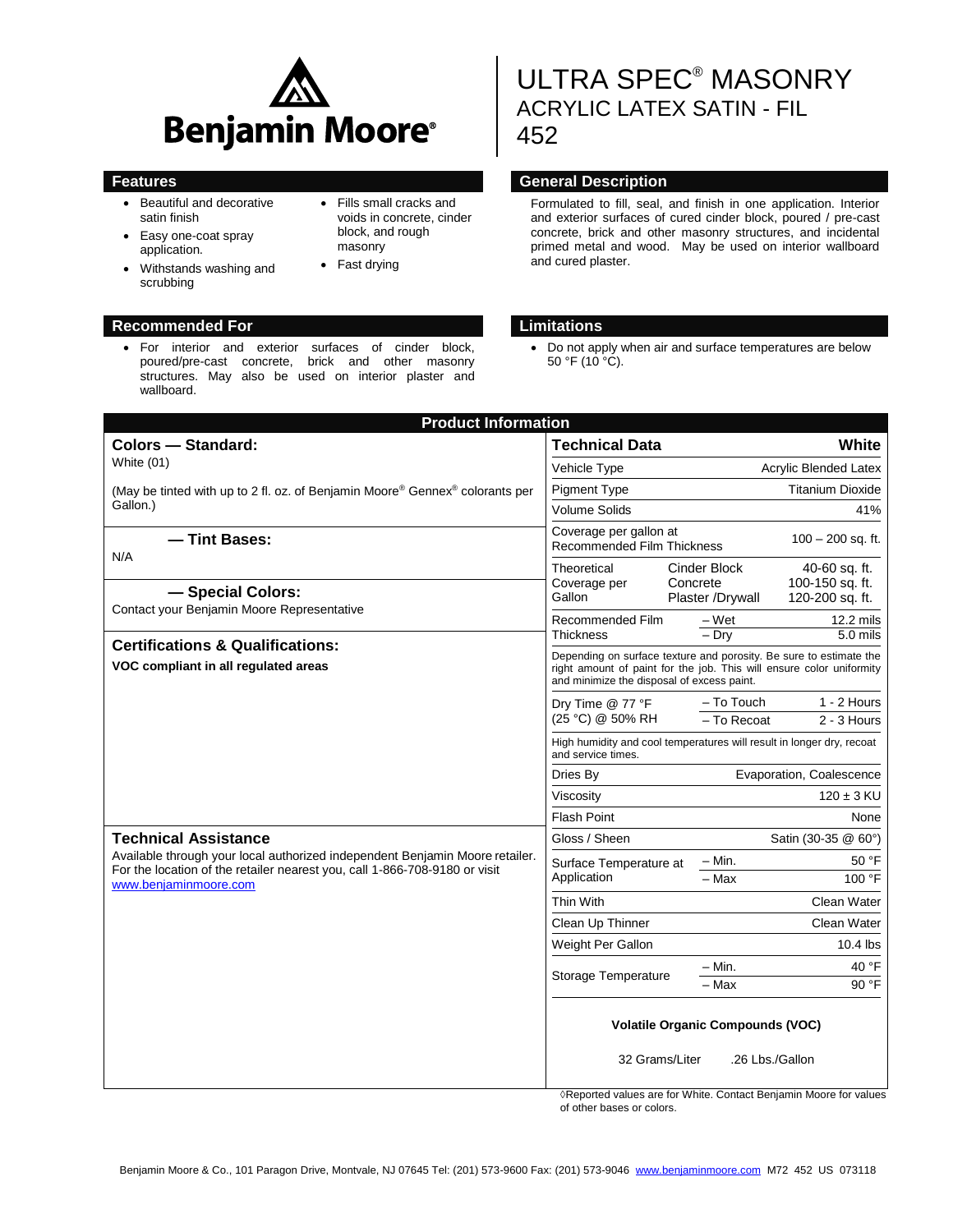Benjamin Moore®

# ULTRA SPEC® MASONRY
## ACRYLIC LATEX SATIN - FIL
## 452

## Features

- Beautiful and decorative satin finish
- Easy one-coat spray application.
- Withstands washing and scrubbing
- Fills small cracks and voids in concrete, cinder block, and rough masonry
- Fast drying

## General Description

Formulated to fill, seal, and finish in one application. Interior and exterior surfaces of cured cinder block, poured / pre-cast concrete, brick and other masonry structures, and incidental primed metal and wood. May be used on interior wallboard and cured plaster.

## Recommended For

- For interior and exterior surfaces of cinder block, poured/pre-cast concrete, brick and other masonry structures. May also be used on interior plaster and wallboard.

## Limitations

- Do not apply when air and surface temperatures are below 50 °F (10 °C).

## Product Information

### Colors — Standard:

White (01)

(May be tinted with up to 2 fl. oz. of Benjamin Moore® Gennex® colorants per Gallon.)

### — Tint Bases:

N/A

### — Special Colors:

Contact your Benjamin Moore Representative

### Certifications & Qualifications:

**VOC compliant in all regulated areas**

### Technical Assistance

Available through your local authorized independent Benjamin Moore retailer. For the location of the retailer nearest you, call 1-866-708-9180 or visit www.benjaminmoore.com

| Technical Data | | White |
|---|---|---|
| Vehicle Type | | Acrylic Blended Latex |
| Pigment Type | | Titanium Dioxide |
| Volume Solids | | 41% |
| Coverage per gallon at Recommended Film Thickness | | 100 – 200 sq. ft. |
| Theoretical Coverage per Gallon | Cinder Block | 40-60 sq. ft. |
| | Concrete | 100-150 sq. ft. |
| | Plaster /Drywall | 120-200 sq. ft. |
| Recommended Film Thickness | – Wet | 12.2 mils |
| | – Dry | 5.0 mils |
| Depending on surface texture and porosity. Be sure to estimate the right amount of paint for the job. This will ensure color uniformity and minimize the disposal of excess paint. | | |
| Dry Time @ 77 °F (25 °C) @ 50% RH | – To Touch | 1 - 2 Hours |
| | – To Recoat | 2 - 3 Hours |
| High humidity and cool temperatures will result in longer dry, recoat and service times. | | |
| Dries By | | Evaporation, Coalescence |
| Viscosity | | 120 ± 3 KU |
| Flash Point | | None |
| Gloss / Sheen | | Satin (30-35 @ 60°) |
| Surface Temperature at Application | – Min. | 50 °F |
| | – Max | 100 °F |
| Thin With | | Clean Water |
| Clean Up Thinner | | Clean Water |
| Weight Per Gallon | | 10.4 lbs |
| Storage Temperature | – Min. | 40 °F |
| | – Max | 90 °F |

**Volatile Organic Compounds (VOC)**

32 Grams/Liter .26 Lbs./Gallon

◊Reported values are for White. Contact Benjamin Moore for values of other bases or colors.

Benjamin Moore & Co., 101 Paragon Drive, Montvale, NJ 07645 Tel: (201) 573-9600 Fax: (201) 573-9046 www.benjaminmoore.com M72 452 US 073118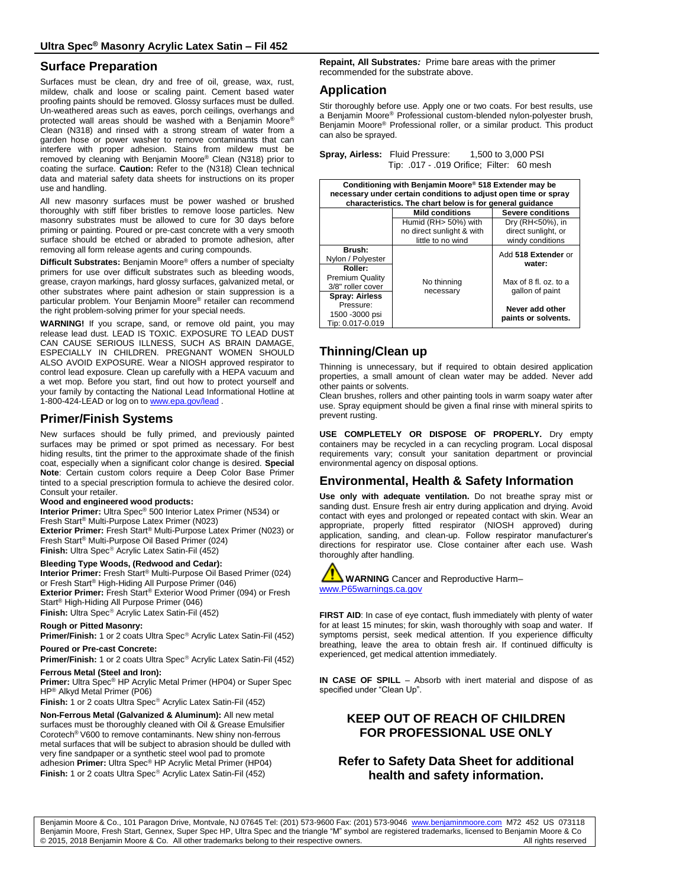## Ultra Spec® Masonry Acrylic Latex Satin – Fil 452

## Surface Preparation

Surfaces must be clean, dry and free of oil, grease, wax, rust, mildew, chalk and loose or scaling paint. Cement based water proofing paints should be removed. Glossy surfaces must be dulled. Un-weathered areas such as eaves, porch ceilings, overhangs and protected wall areas should be washed with a Benjamin Moore® Clean (N318) and rinsed with a strong stream of water from a garden hose or power washer to remove contaminants that can interfere with proper adhesion. Stains from mildew must be removed by cleaning with Benjamin Moore® Clean (N318) prior to coating the surface. **Caution:** Refer to the (N318) Clean technical data and material safety data sheets for instructions on its proper use and handling.

All new masonry surfaces must be power washed or brushed thoroughly with stiff fiber bristles to remove loose particles. New masonry substrates must be allowed to cure for 30 days before priming or painting. Poured or pre-cast concrete with a very smooth surface should be etched or abraded to promote adhesion, after removing all form release agents and curing compounds.

**Difficult Substrates:** Benjamin Moore® offers a number of specialty primers for use over difficult substrates such as bleeding woods, grease, crayon markings, hard glossy surfaces, galvanized metal, or other substrates where paint adhesion or stain suppression is a particular problem. Your Benjamin Moore® retailer can recommend the right problem-solving primer for your special needs.

**WARNING!** If you scrape, sand, or remove old paint, you may release lead dust. LEAD IS TOXIC. EXPOSURE TO LEAD DUST CAN CAUSE SERIOUS ILLNESS, SUCH AS BRAIN DAMAGE, ESPECIALLY IN CHILDREN. PREGNANT WOMEN SHOULD ALSO AVOID EXPOSURE. Wear a NIOSH approved respirator to control lead exposure. Clean up carefully with a HEPA vacuum and a wet mop. Before you start, find out how to protect yourself and your family by contacting the National Lead Informational Hotline at 1-800-424-LEAD or log on to www.epa.gov/lead .

## Primer/Finish Systems

New surfaces should be fully primed, and previously painted surfaces may be primed or spot primed as necessary. For best hiding results, tint the primer to the approximate shade of the finish coat, especially when a significant color change is desired. **Special Note**: Certain custom colors require a Deep Color Base Primer tinted to a special prescription formula to achieve the desired color. Consult your retailer.

**Wood and engineered wood products:**
**Interior Primer:** Ultra Spec® 500 Interior Latex Primer (N534) or Fresh Start® Multi-Purpose Latex Primer (N023)
**Exterior Primer:** Fresh Start® Multi-Purpose Latex Primer (N023) or Fresh Start® Multi-Purpose Oil Based Primer (024)
**Finish:** Ultra Spec® Acrylic Latex Satin-Fil (452)

**Bleeding Type Woods, (Redwood and Cedar):**
**Interior Primer:** Fresh Start® Multi-Purpose Oil Based Primer (024) or Fresh Start® High-Hiding All Purpose Primer (046)
**Exterior Primer:** Fresh Start® Exterior Wood Primer (094) or Fresh Start® High-Hiding All Purpose Primer (046)
**Finish:** Ultra Spec® Acrylic Latex Satin-Fil (452)

**Rough or Pitted Masonry:**
**Primer/Finish:** 1 or 2 coats Ultra Spec® Acrylic Latex Satin-Fil (452)

**Poured or Pre-cast Concrete:**
**Primer/Finish:** 1 or 2 coats Ultra Spec® Acrylic Latex Satin-Fil (452)

**Ferrous Metal (Steel and Iron):**
**Primer:** Ultra Spec® HP Acrylic Metal Primer (HP04) or Super Spec HP® Alkyd Metal Primer (P06)
**Finish:** 1 or 2 coats Ultra Spec® Acrylic Latex Satin-Fil (452)

**Non-Ferrous Metal (Galvanized & Aluminum):** All new metal surfaces must be thoroughly cleaned with Oil & Grease Emulsifier Corotech® V600 to remove contaminants. New shiny non-ferrous metal surfaces that will be subject to abrasion should be dulled with very fine sandpaper or a synthetic steel wool pad to promote adhesion **Primer:** Ultra Spec® HP Acrylic Metal Primer (HP04)
**Finish:** 1 or 2 coats Ultra Spec® Acrylic Latex Satin-Fil (452)

**Repaint, All Substrates:** Prime bare areas with the primer recommended for the substrate above.

## Application

Stir thoroughly before use. Apply one or two coats. For best results, use a Benjamin Moore® Professional custom-blended nylon-polyester brush, Benjamin Moore® Professional roller, or a similar product. This product can also be sprayed.

**Spray, Airless:** Fluid Pressure: 1,500 to 3,000 PSI
Tip: .017 - .019 Orifice; Filter: 60 mesh

**Conditioning with Benjamin Moore® 518 Extender may be necessary under certain conditions to adjust open time or spray characteristics. The chart below is for general guidance**

| | Mild conditions | Severe conditions |
|---|---|---|
| | Humid (RH> 50%) with no direct sunlight & with little to no wind | Dry (RH<50%), in direct sunlight, or windy conditions |
| **Brush:** Nylon / Polyester **Roller:** Premium Quality 3/8" roller cover **Spray: Airless** Pressure: 1500 -3000 psi Tip: 0.017-0.019 | No thinning necessary | Add **518 Extender** or **water:** Max of 8 fl. oz. to a gallon of paint **Never add other paints or solvents.** |

## Thinning/Clean up

Thinning is unnecessary, but if required to obtain desired application properties, a small amount of clean water may be added. Never add other paints or solvents.
Clean brushes, rollers and other painting tools in warm soapy water after use. Spray equipment should be given a final rinse with mineral spirits to prevent rusting.

**USE COMPLETELY OR DISPOSE OF PROPERLY.** Dry empty containers may be recycled in a can recycling program. Local disposal requirements vary; consult your sanitation department or provincial environmental agency on disposal options.

## Environmental, Health & Safety Information

**Use only with adequate ventilation.** Do not breathe spray mist or sanding dust. Ensure fresh air entry during application and drying. Avoid contact with eyes and prolonged or repeated contact with skin. Wear an appropriate, properly fitted respirator (NIOSH approved) during application, sanding, and clean-up. Follow respirator manufacturer's directions for respirator use. Close container after each use. Wash thoroughly after handling.

**WARNING** Cancer and Reproductive Harm– www.P65warnings.ca.gov

**FIRST AID**: In case of eye contact, flush immediately with plenty of water for at least 15 minutes; for skin, wash thoroughly with soap and water. If symptoms persist, seek medical attention. If you experience difficulty breathing, leave the area to obtain fresh air. If continued difficulty is experienced, get medical attention immediately.

**IN CASE OF SPILL** – Absorb with inert material and dispose of as specified under "Clean Up".

**KEEP OUT OF REACH OF CHILDREN**
**FOR PROFESSIONAL USE ONLY**

**Refer to Safety Data Sheet for additional health and safety information.**

Benjamin Moore & Co., 101 Paragon Drive, Montvale, NJ 07645 Tel: (201) 573-9600 Fax: (201) 573-9046 www.benjaminmoore.com M72 452 US 073118
Benjamin Moore, Fresh Start, Gennex, Super Spec HP, Ultra Spec and the triangle "M" symbol are registered trademarks, licensed to Benjamin Moore & Co
© 2015, 2018 Benjamin Moore & Co. All other trademarks belong to their respective owners. All rights reserved